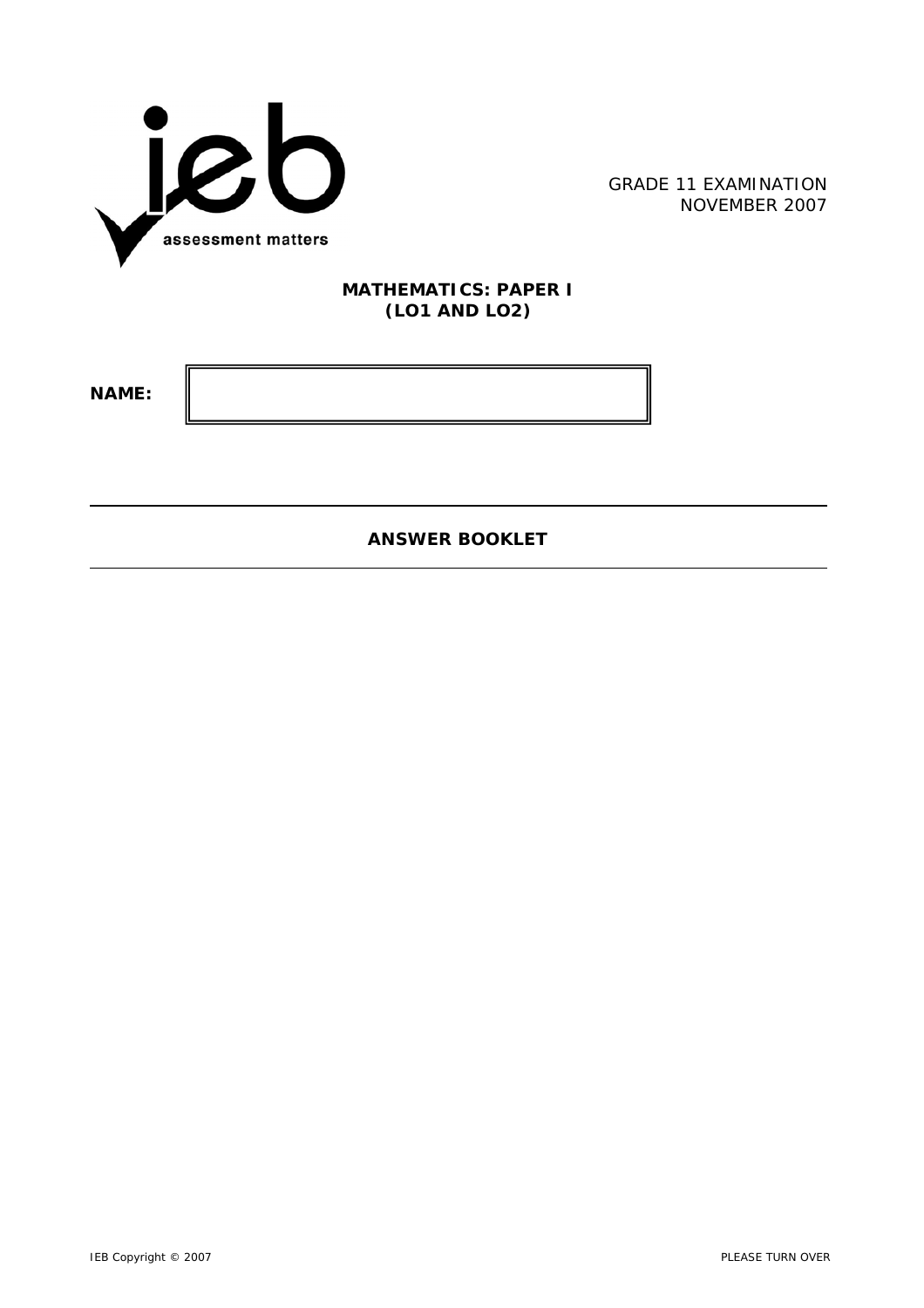GRADE 11 EXAMINATION
NOVEMBER 2007

# MATHEMATICS: PAPER I
## (LO1 AND LO2)

**NAME:**

| |
|---|
| |

## ANSWER BOOKLET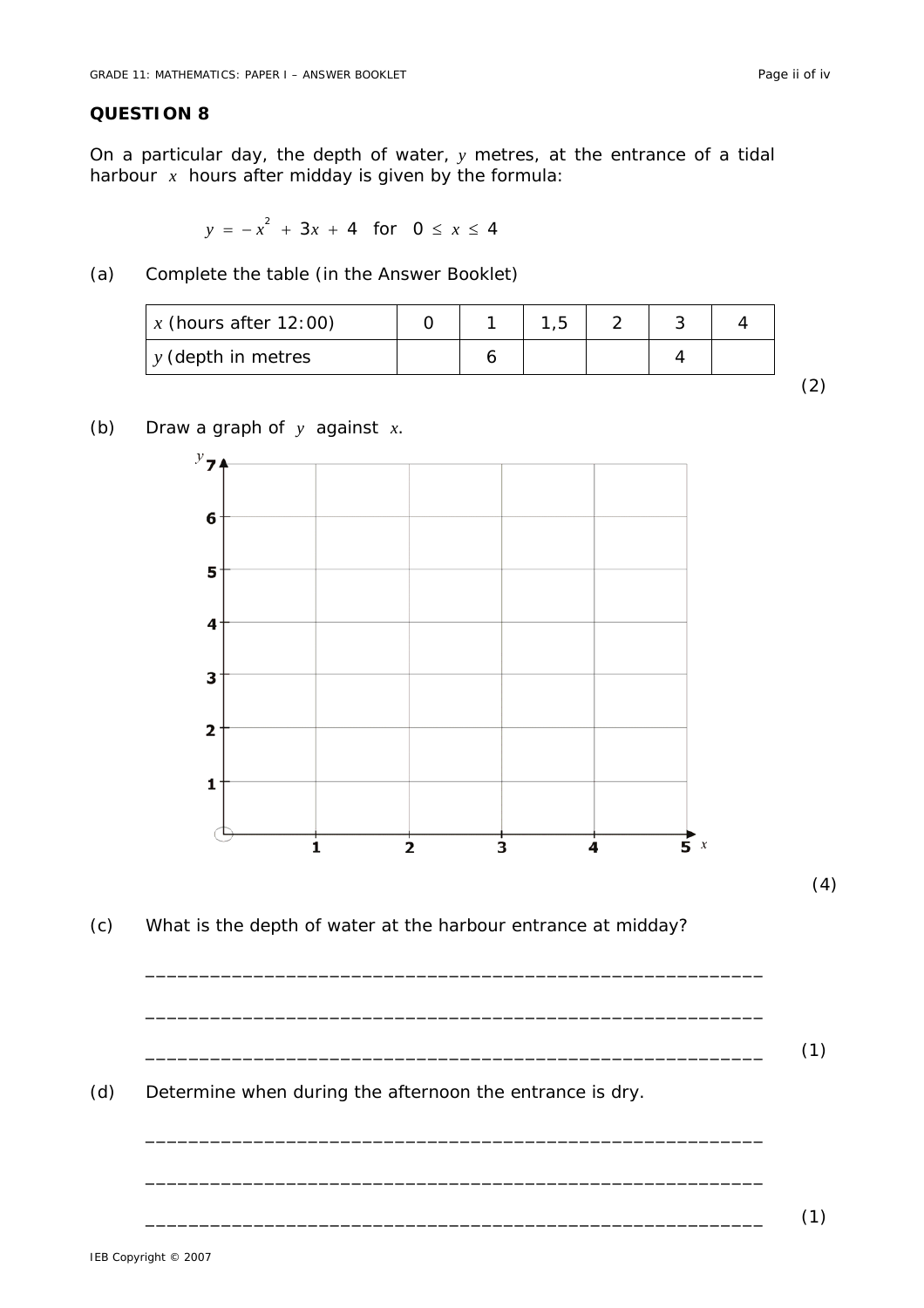## QUESTION 8

On a particular day, the depth of water, $y$ metres, at the entrance of a tidal harbour $x$ hours after midday is given by the formula:

$$y = -x^2 + 3x + 4 \quad \text{for} \quad 0 \leq x \leq 4$$

(a) Complete the table (in the Answer Booklet)

| $x$ (hours after 12:00) | 0 | 1 | 1,5 | 2 | 3 | 4 |
|---|---|---|---|---|---|---|
| $y$ (depth in metres | | 6 | | | 4 | |

(2)

(b) Draw a graph of $y$ against $x$.

(4)

(c) What is the depth of water at the harbour entrance at midday?

\_\_\_\_\_\_\_\_\_\_\_\_\_\_\_\_\_\_\_\_\_\_\_\_\_\_\_\_\_\_\_\_\_\_\_\_\_\_\_\_\_\_\_\_\_\_\_\_\_\_\_\_\_\_\_\_

\_\_\_\_\_\_\_\_\_\_\_\_\_\_\_\_\_\_\_\_\_\_\_\_\_\_\_\_\_\_\_\_\_\_\_\_\_\_\_\_\_\_\_\_\_\_\_\_\_\_\_\_\_\_\_\_

\_\_\_\_\_\_\_\_\_\_\_\_\_\_\_\_\_\_\_\_\_\_\_\_\_\_\_\_\_\_\_\_\_\_\_\_\_\_\_\_\_\_\_\_\_\_\_\_\_\_\_\_\_\_\_\_ (1)

(d) Determine when during the afternoon the entrance is dry.

\_\_\_\_\_\_\_\_\_\_\_\_\_\_\_\_\_\_\_\_\_\_\_\_\_\_\_\_\_\_\_\_\_\_\_\_\_\_\_\_\_\_\_\_\_\_\_\_\_\_\_\_\_\_\_\_

\_\_\_\_\_\_\_\_\_\_\_\_\_\_\_\_\_\_\_\_\_\_\_\_\_\_\_\_\_\_\_\_\_\_\_\_\_\_\_\_\_\_\_\_\_\_\_\_\_\_\_\_\_\_\_\_

\_\_\_\_\_\_\_\_\_\_\_\_\_\_\_\_\_\_\_\_\_\_\_\_\_\_\_\_\_\_\_\_\_\_\_\_\_\_\_\_\_\_\_\_\_\_\_\_\_\_\_\_\_\_\_\_ (1)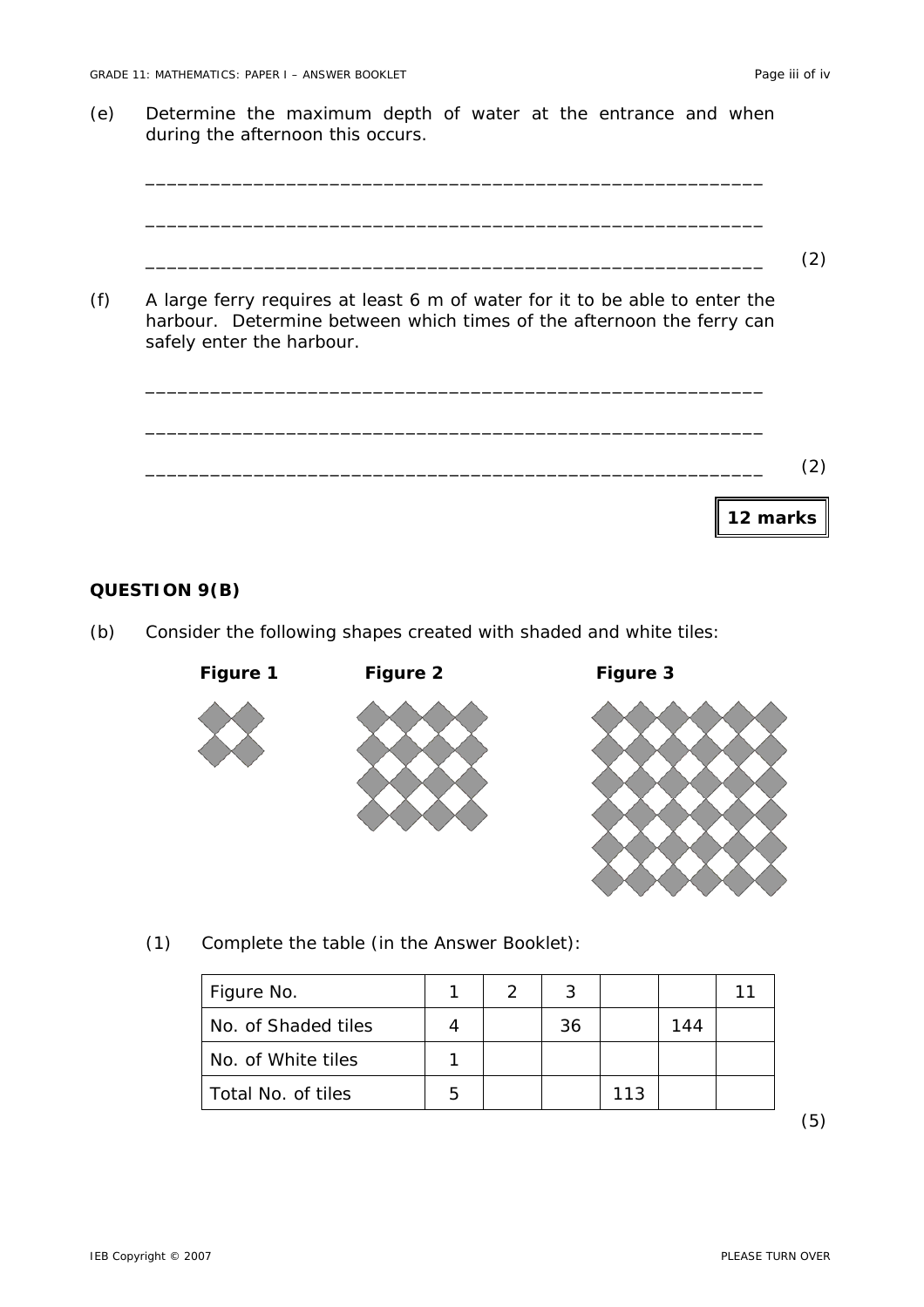(e) Determine the maximum depth of water at the entrance and when during the afternoon this occurs.

\_\_\_\_\_\_\_\_\_\_\_\_\_\_\_\_\_\_\_\_\_\_\_\_\_\_\_\_\_\_\_\_\_\_\_\_\_\_\_\_\_\_\_\_\_\_\_\_\_\_\_\_\_\_\_\_

\_\_\_\_\_\_\_\_\_\_\_\_\_\_\_\_\_\_\_\_\_\_\_\_\_\_\_\_\_\_\_\_\_\_\_\_\_\_\_\_\_\_\_\_\_\_\_\_\_\_\_\_\_\_\_\_

\_\_\_\_\_\_\_\_\_\_\_\_\_\_\_\_\_\_\_\_\_\_\_\_\_\_\_\_\_\_\_\_\_\_\_\_\_\_\_\_\_\_\_\_\_\_\_\_\_\_\_\_\_\_\_\_ (2)

(f) A large ferry requires at least 6 m of water for it to be able to enter the harbour. Determine between which times of the afternoon the ferry can safely enter the harbour.

\_\_\_\_\_\_\_\_\_\_\_\_\_\_\_\_\_\_\_\_\_\_\_\_\_\_\_\_\_\_\_\_\_\_\_\_\_\_\_\_\_\_\_\_\_\_\_\_\_\_\_\_\_\_\_\_

\_\_\_\_\_\_\_\_\_\_\_\_\_\_\_\_\_\_\_\_\_\_\_\_\_\_\_\_\_\_\_\_\_\_\_\_\_\_\_\_\_\_\_\_\_\_\_\_\_\_\_\_\_\_\_\_

\_\_\_\_\_\_\_\_\_\_\_\_\_\_\_\_\_\_\_\_\_\_\_\_\_\_\_\_\_\_\_\_\_\_\_\_\_\_\_\_\_\_\_\_\_\_\_\_\_\_\_\_\_\_\_\_ (2)

**12 marks**

**QUESTION 9(B)**

(b) Consider the following shapes created with shaded and white tiles:

**Figure 1** **Figure 2** **Figure 3**

(1) Complete the table (in the Answer Booklet):

| Figure No. | 1 | 2 | 3 | | | 11 |
|---|---|---|---|---|---|---|
| No. of Shaded tiles | 4 | | 36 | | 144 | |
| No. of White tiles | 1 | | | | | |
| Total No. of tiles | 5 | | | 113 | | |

(5)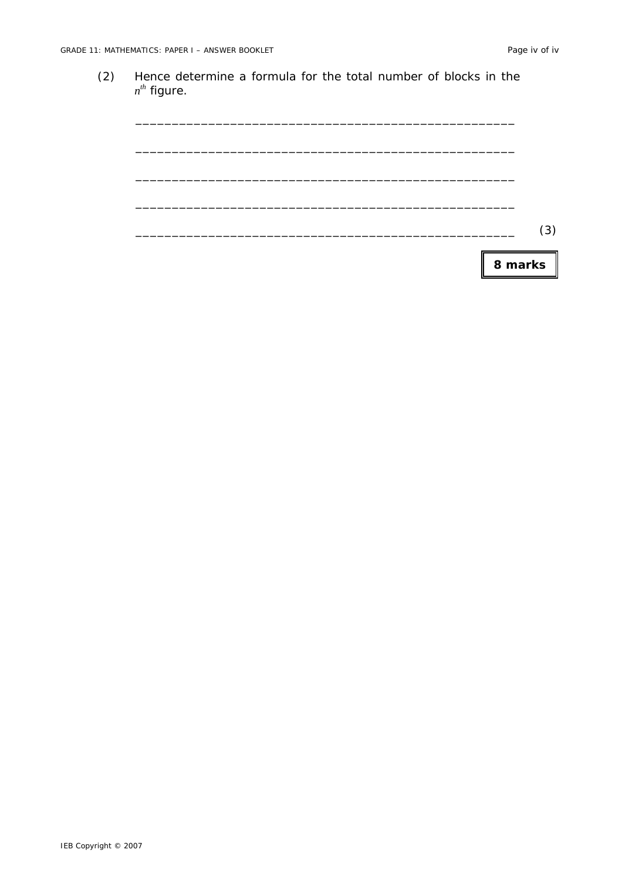(2) Hence determine a formula for the total number of blocks in the $n^{th}$ figure.

_____________________________________________________

_____________________________________________________

_____________________________________________________

_____________________________________________________

_____________________________________________________ (3)

**8 marks**